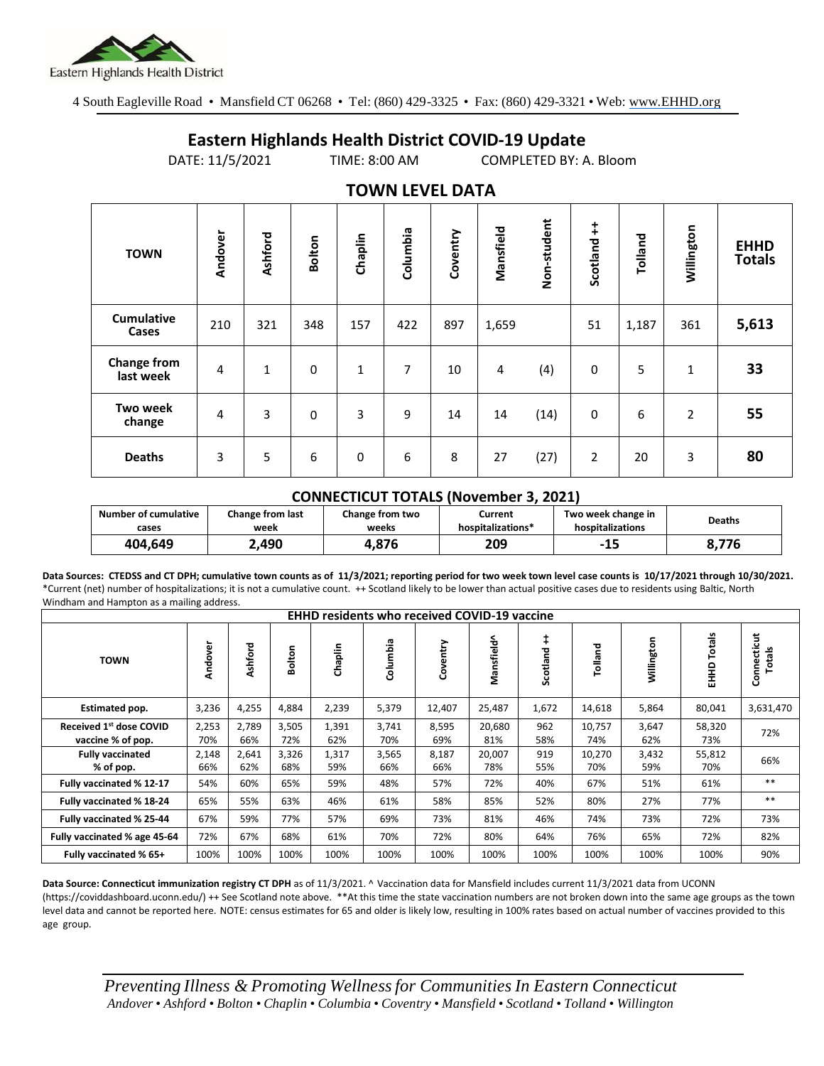Eastern Highlands Health District

4 South Eagleville Road • Mansfield CT 06268 • Tel: (860) 429-3325 • Fax: (860) 429-3321 • Web: www.EHHD.org

# Eastern Highlands Health District COVID-19 Update

DATE: 11/5/2021 TIME: 8:00 AM COMPLETED BY: A. Bloom

## TOWN LEVEL DATA

| TOWN | Andover | Ashford | Bolton | Chaplin | Columbia | Coventry | Mansfield | Non-student | Scotland ++ | Tolland | Willington | EHHD Totals |
|---|---|---|---|---|---|---|---|---|---|---|---|---|
| Cumulative Cases | 210 | 321 | 348 | 157 | 422 | 897 | 1,659 | | 51 | 1,187 | 361 | **5,613** |
| Change from last week | 4 | 1 | 0 | 1 | 7 | 10 | 4 | (4) | 0 | 5 | 1 | **33** |
| Two week change | 4 | 3 | 0 | 3 | 9 | 14 | 14 | (14) | 0 | 6 | 2 | **55** |
| Deaths | 3 | 5 | 6 | 0 | 6 | 8 | 27 | (27) | 2 | 20 | 3 | **80** |

## CONNECTICUT TOTALS (November 3, 2021)

| Number of cumulative cases | Change from last week | Change from two weeks | Current hospitalizations* | Two week change in hospitalizations | Deaths |
|---|---|---|---|---|---|
| 404,649 | 2,490 | 4,876 | 209 | -15 | 8,776 |

**Data Sources: CTEDSS and CT DPH; cumulative town counts as of 11/3/2021; reporting period for two week town level case counts is 10/17/2021 through 10/30/2021.** *Current (net) number of hospitalizations; it is not a cumulative count. ++ Scotland likely to be lower than actual positive cases due to residents using Baltic, North Windham and Hampton as a mailing address.

| EHHD residents who received COVID-19 vaccine | | | | | | | | | | | | |
|---|---|---|---|---|---|---|---|---|---|---|---|---|
| TOWN | Andover | Ashford | Bolton | Chaplin | Columbia | Coventry | Mansfield^ | Scotland ++ | Tolland | Willington | EHHD Totals | Connecticut Totals |
| Estimated pop. | 3,236 | 4,255 | 4,884 | 2,239 | 5,379 | 12,407 | 25,487 | 1,672 | 14,618 | 5,864 | 80,041 | 3,631,470 |
| Received 1st dose COVID vaccine % of pop. | 2,253 70% | 2,789 66% | 3,505 72% | 1,391 62% | 3,741 70% | 8,595 69% | 20,680 81% | 962 58% | 10,757 74% | 3,647 62% | 58,320 73% | 72% |
| Fully vaccinated % of pop. | 2,148 66% | 2,641 62% | 3,326 68% | 1,317 59% | 3,565 66% | 8,187 66% | 20,007 78% | 919 55% | 10,270 70% | 3,432 59% | 55,812 70% | 66% |
| Fully vaccinated % 12-17 | 54% | 60% | 65% | 59% | 48% | 57% | 72% | 40% | 67% | 51% | 61% | ** |
| Fully vaccinated % 18-24 | 65% | 55% | 63% | 46% | 61% | 58% | 85% | 52% | 80% | 27% | 77% | ** |
| Fully vaccinated % 25-44 | 67% | 59% | 77% | 57% | 69% | 73% | 81% | 46% | 74% | 73% | 72% | 73% |
| Fully vaccinated % age 45-64 | 72% | 67% | 68% | 61% | 70% | 72% | 80% | 64% | 76% | 65% | 72% | 82% |
| Fully vaccinated % 65+ | 100% | 100% | 100% | 100% | 100% | 100% | 100% | 100% | 100% | 100% | 100% | 90% |

**Data Source: Connecticut immunization registry CT DPH** as of 11/3/2021. ^ Vaccination data for Mansfield includes current 11/3/2021 data from UCONN (https://coviddashboard.uconn.edu/) ++ See Scotland note above. **At this time the state vaccination numbers are not broken down into the same age groups as the town level data and cannot be reported here. NOTE: census estimates for 65 and older is likely low, resulting in 100% rates based on actual number of vaccines provided to this age group.

*Preventing Illness & Promoting Wellness for Communities In Eastern Connecticut*
*Andover • Ashford • Bolton • Chaplin • Columbia • Coventry • Mansfield • Scotland • Tolland • Willington*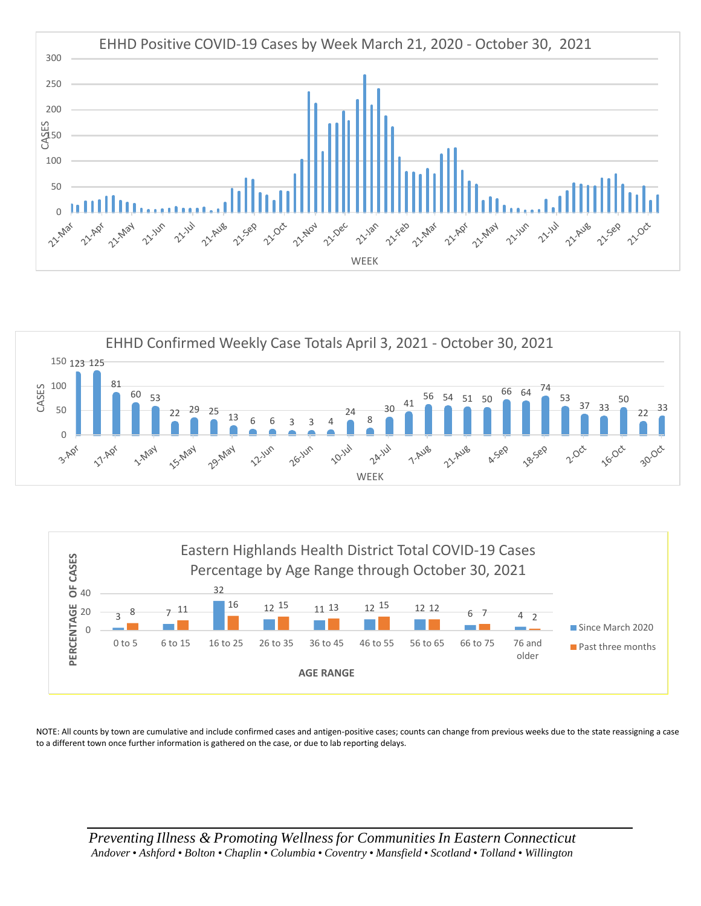EHHD Positive COVID-19 Cases by Week March 21, 2020 - October 30, 2021

CASES

300
250
200
150
100
50
0

21-Mar 21-Apr 21-May 21-Jun 21-Jul 21-Aug 21-Sep 21-Oct 21-Nov 21-Dec 21-Jan 21-Feb 21-Mar 21-Apr 21-May 21-Jun 21-Jul 21-Aug 21-Sep 21-Oct

WEEK

EHHD Confirmed Weekly Case Totals April 3, 2021 - October 30, 2021

CASES

150
100
50
0

123 125 81 60 53 22 29 25 13 6 6 3 3 4 24 8 30 41 56 54 51 50 66 64 74 53 37 33 50 22 33

3-Apr 17-Apr 1-May 15-May 29-May 12-Jun 26-Jun 10-Jul 24-Jul 7-Aug 21-Aug 4-Sep 18-Sep 2-Oct 16-Oct 30-Oct

WEEK

Eastern Highlands Health District Total COVID-19 Cases
Percentage by Age Range through October 30, 2021

PERCENTAGE OF CASES

40
20
0

0 to 5: 3, 8
6 to 15: 7, 11
16 to 25: 32, 16
26 to 35: 12, 15
36 to 45: 11, 13
46 to 55: 12, 15
56 to 65: 12, 12
66 to 75: 6, 7
76 and older: 4, 2

AGE RANGE

Since March 2020
Past three months

NOTE: All counts by town are cumulative and include confirmed cases and antigen-positive cases; counts can change from previous weeks due to the state reassigning a case to a different town once further information is gathered on the case, or due to lab reporting delays.

*Preventing Illness & Promoting Wellness for Communities In Eastern Connecticut*
*Andover • Ashford • Bolton • Chaplin • Columbia • Coventry • Mansfield • Scotland • Tolland • Willington*